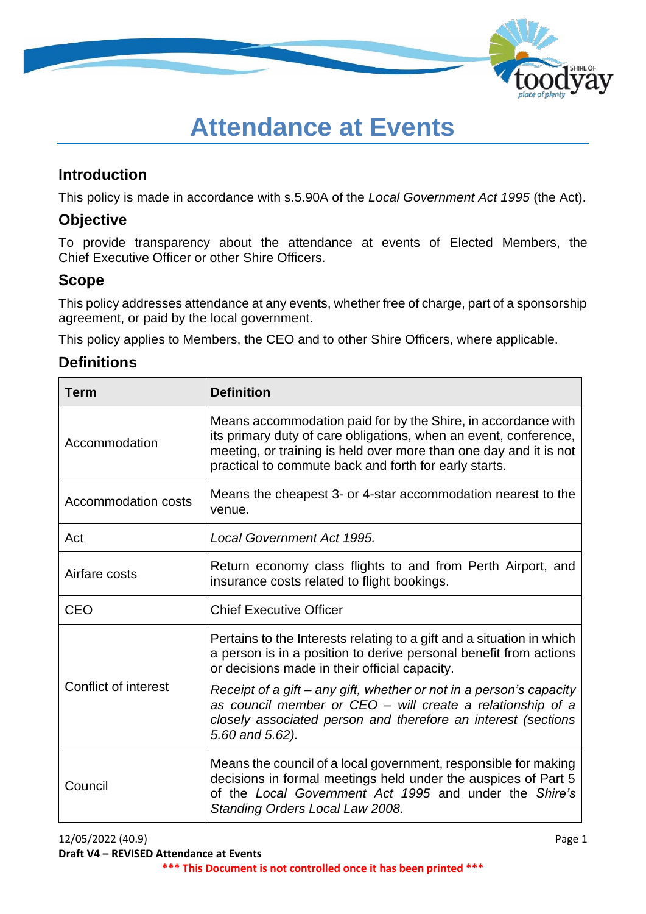# Attendance at Events

## Introduction

This policy is made in accordance with s.5.90A of the *Local Government Act 1995* (the Act).

## Objective

To provide transparency about the attendance at events of Elected Members, the Chief Executive Officer or other Shire Officers.

## Scope

This policy addresses attendance at any events, whether free of charge, part of a sponsorship agreement, or paid by the local government.

This policy applies to Members, the CEO and to other Shire Officers, where applicable.

## Definitions

| Term | Definition |
|---|---|
| Accommodation | Means accommodation paid for by the Shire, in accordance with its primary duty of care obligations, when an event, conference, meeting, or training is held over more than one day and it is not practical to commute back and forth for early starts. |
| Accommodation costs | Means the cheapest 3- or 4-star accommodation nearest to the venue. |
| Act | *Local Government Act 1995.* |
| Airfare costs | Return economy class flights to and from Perth Airport, and insurance costs related to flight bookings. |
| CEO | Chief Executive Officer |
| Conflict of interest | Pertains to the Interests relating to a gift and a situation in which a person is in a position to derive personal benefit from actions or decisions made in their official capacity.<br><br>*Receipt of a gift – any gift, whether or not in a person's capacity as council member or CEO – will create a relationship of a closely associated person and therefore an interest (sections 5.60 and 5.62).* |
| Council | Means the council of a local government, responsible for making decisions in formal meetings held under the auspices of Part 5 of the *Local Government Act 1995* and under the *Shire's Standing Orders Local Law 2008.* |

12/05/2022 (40.9)
**Draft V4 – REVISED Attendance at Events**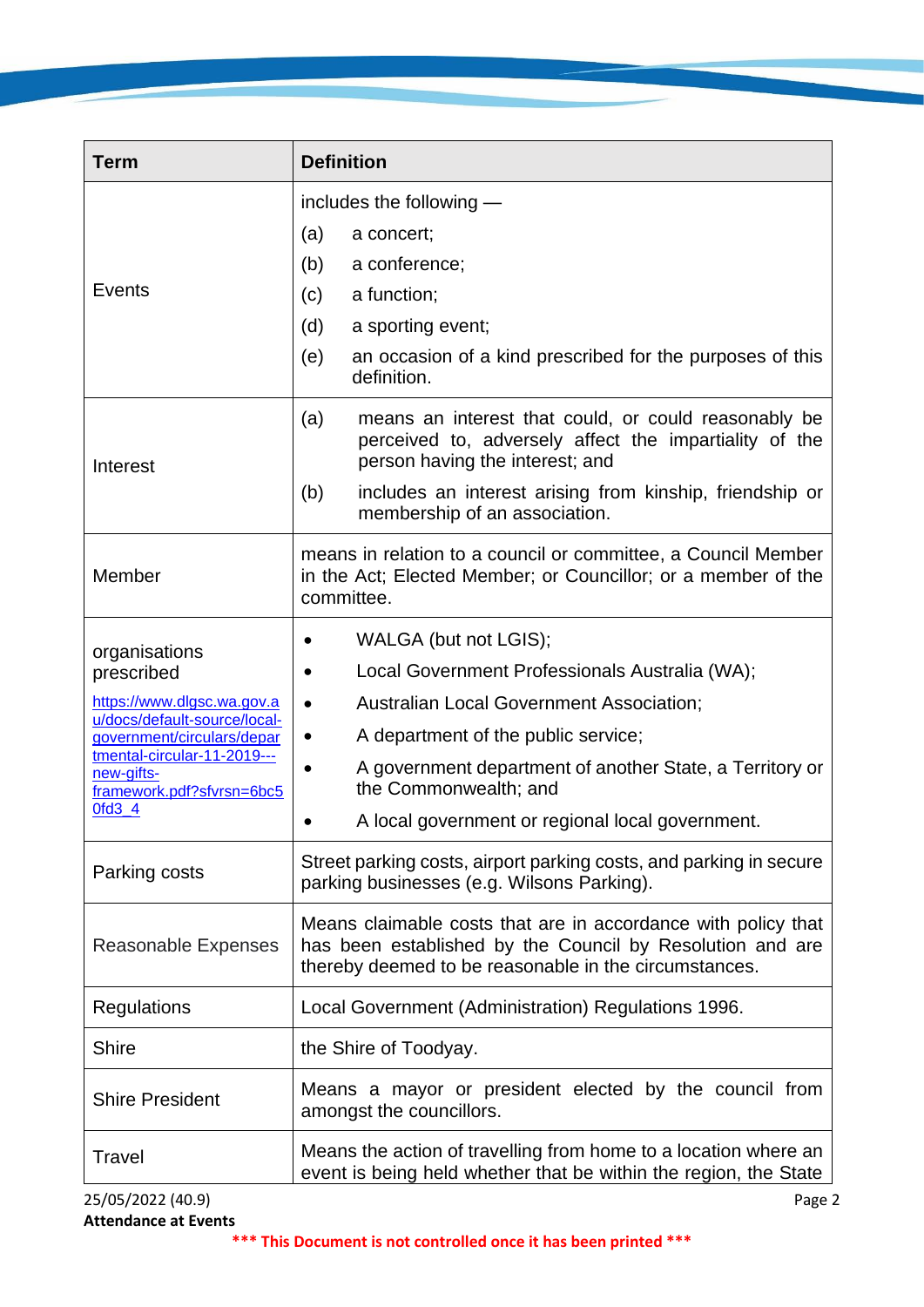| Term | Definition |
|---|---|
| Events | includes the following — (a) a concert; (b) a conference; (c) a function; (d) a sporting event; (e) an occasion of a kind prescribed for the purposes of this definition. |
| Interest | (a) means an interest that could, or could reasonably be perceived to, adversely affect the impartiality of the person having the interest; and (b) includes an interest arising from kinship, friendship or membership of an association. |
| Member | means in relation to a council or committee, a Council Member in the Act; Elected Member; or Councillor; or a member of the committee. |
| organisations prescribed [https://www.dlgsc.wa.gov.au/docs/default-source/local-government/circulars/departmental-circular-11-2019---new-gifts-framework.pdf?sfvrsn=6bc50fd3_4](https://www.dlgsc.wa.gov.au/docs/default-source/local-government/circulars/departmental-circular-11-2019---new-gifts-framework.pdf?sfvrsn=6bc50fd3_4) | • WALGA (but not LGIS); • Local Government Professionals Australia (WA); • Australian Local Government Association; • A department of the public service; • A government department of another State, a Territory or the Commonwealth; and • A local government or regional local government. |
| Parking costs | Street parking costs, airport parking costs, and parking in secure parking businesses (e.g. Wilsons Parking). |
| Reasonable Expenses | Means claimable costs that are in accordance with policy that has been established by the Council by Resolution and are thereby deemed to be reasonable in the circumstances. |
| Regulations | Local Government (Administration) Regulations 1996. |
| Shire | the Shire of Toodyay. |
| Shire President | Means a mayor or president elected by the council from amongst the councillors. |
| Travel | Means the action of travelling from home to a location where an event is being held whether that be within the region, the State |

25/05/2022 (40.9)
**Attendance at Events**
**\*\*\* This Document is not controlled once it has been printed \*\*\***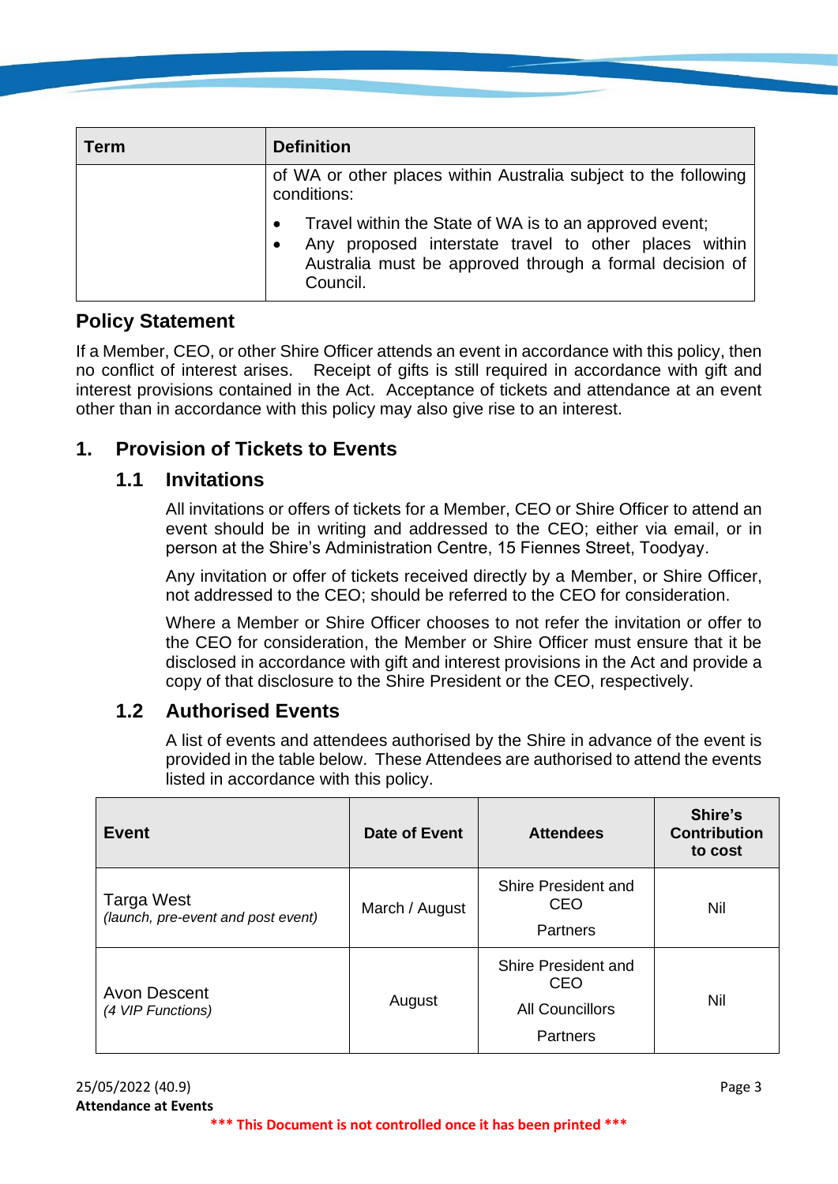| Term | Definition |
|---|---|
| | of WA or other places within Australia subject to the following conditions:<br>• Travel within the State of WA is to an approved event;<br>• Any proposed interstate travel to other places within Australia must be approved through a formal decision of Council. |

## Policy Statement

If a Member, CEO, or other Shire Officer attends an event in accordance with this policy, then no conflict of interest arises. Receipt of gifts is still required in accordance with gift and interest provisions contained in the Act. Acceptance of tickets and attendance at an event other than in accordance with this policy may also give rise to an interest.

## 1. Provision of Tickets to Events

### 1.1 Invitations

All invitations or offers of tickets for a Member, CEO or Shire Officer to attend an event should be in writing and addressed to the CEO; either via email, or in person at the Shire's Administration Centre, 15 Fiennes Street, Toodyay.

Any invitation or offer of tickets received directly by a Member, or Shire Officer, not addressed to the CEO; should be referred to the CEO for consideration.

Where a Member or Shire Officer chooses to not refer the invitation or offer to the CEO for consideration, the Member or Shire Officer must ensure that it be disclosed in accordance with gift and interest provisions in the Act and provide a copy of that disclosure to the Shire President or the CEO, respectively.

### 1.2 Authorised Events

A list of events and attendees authorised by the Shire in advance of the event is provided in the table below. These Attendees are authorised to attend the events listed in accordance with this policy.

| Event | Date of Event | Attendees | Shire's Contribution to cost |
|---|---|---|---|
| Targa West<br>*(launch, pre-event and post event)* | March / August | Shire President and CEO<br>Partners | Nil |
| Avon Descent<br>*(4 VIP Functions)* | August | Shire President and CEO<br>All Councillors<br>Partners | Nil |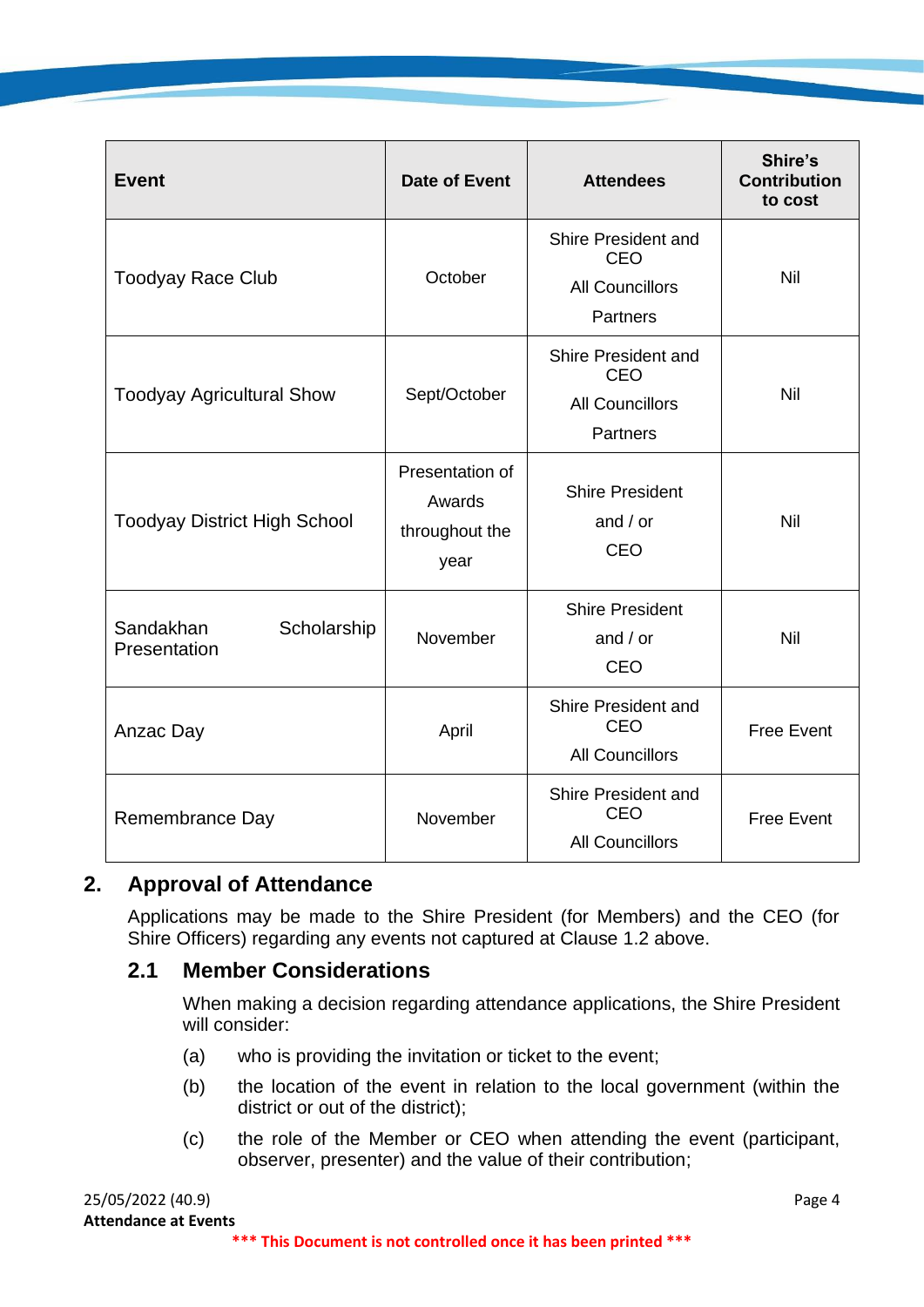| Event | Date of Event | Attendees | Shire's Contribution to cost |
|---|---|---|---|
| Toodyay Race Club | October | Shire President and CEO<br>All Councillors<br>Partners | Nil |
| Toodyay Agricultural Show | Sept/October | Shire President and CEO<br>All Councillors<br>Partners | Nil |
| Toodyay District High School | Presentation of Awards throughout the year | Shire President and / or CEO | Nil |
| Sandakhan Scholarship Presentation | November | Shire President and / or CEO | Nil |
| Anzac Day | April | Shire President and CEO<br>All Councillors | Free Event |
| Remembrance Day | November | Shire President and CEO<br>All Councillors | Free Event |

## 2. Approval of Attendance

Applications may be made to the Shire President (for Members) and the CEO (for Shire Officers) regarding any events not captured at Clause 1.2 above.

### 2.1 Member Considerations

When making a decision regarding attendance applications, the Shire President will consider:

(a) who is providing the invitation or ticket to the event;

(b) the location of the event in relation to the local government (within the district or out of the district);

(c) the role of the Member or CEO when attending the event (participant, observer, presenter) and the value of their contribution;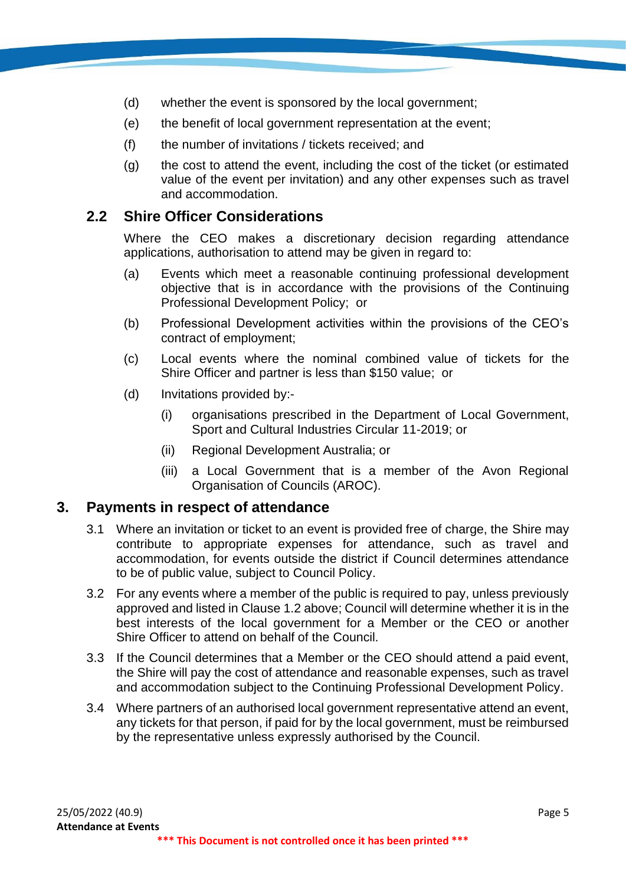(d) whether the event is sponsored by the local government;

(e) the benefit of local government representation at the event;

(f) the number of invitations / tickets received; and

(g) the cost to attend the event, including the cost of the ticket (or estimated value of the event per invitation) and any other expenses such as travel and accommodation.

### 2.2 Shire Officer Considerations

Where the CEO makes a discretionary decision regarding attendance applications, authorisation to attend may be given in regard to:

(a) Events which meet a reasonable continuing professional development objective that is in accordance with the provisions of the Continuing Professional Development Policy; or

(b) Professional Development activities within the provisions of the CEO's contract of employment;

(c) Local events where the nominal combined value of tickets for the Shire Officer and partner is less than $150 value; or

(d) Invitations provided by:-

- (i) organisations prescribed in the Department of Local Government, Sport and Cultural Industries Circular 11-2019; or
- (ii) Regional Development Australia; or
- (iii) a Local Government that is a member of the Avon Regional Organisation of Councils (AROC).

## 3. Payments in respect of attendance

3.1 Where an invitation or ticket to an event is provided free of charge, the Shire may contribute to appropriate expenses for attendance, such as travel and accommodation, for events outside the district if Council determines attendance to be of public value, subject to Council Policy.

3.2 For any events where a member of the public is required to pay, unless previously approved and listed in Clause 1.2 above; Council will determine whether it is in the best interests of the local government for a Member or the CEO or another Shire Officer to attend on behalf of the Council.

3.3 If the Council determines that a Member or the CEO should attend a paid event, the Shire will pay the cost of attendance and reasonable expenses, such as travel and accommodation subject to the Continuing Professional Development Policy.

3.4 Where partners of an authorised local government representative attend an event, any tickets for that person, if paid for by the local government, must be reimbursed by the representative unless expressly authorised by the Council.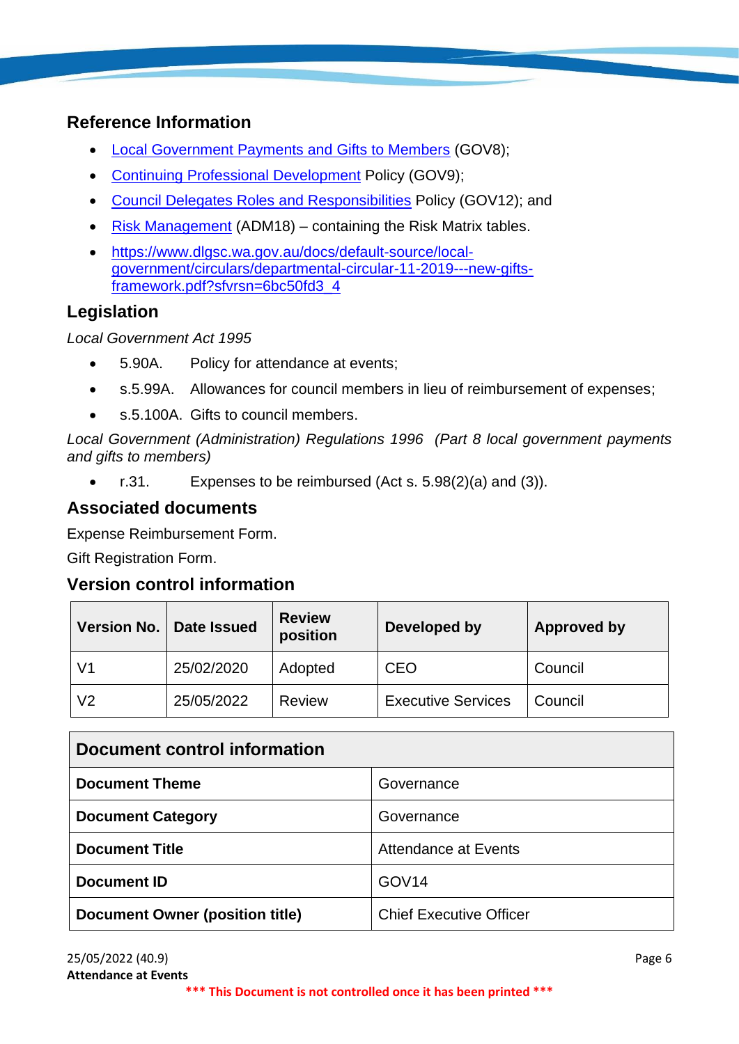## Reference Information

- Local Government Payments and Gifts to Members (GOV8);
- Continuing Professional Development Policy (GOV9);
- Council Delegates Roles and Responsibilities Policy (GOV12); and
- Risk Management (ADM18) – containing the Risk Matrix tables.
- https://www.dlgsc.wa.gov.au/docs/default-source/local-government/circulars/departmental-circular-11-2019---new-gifts-framework.pdf?sfvrsn=6bc50fd3_4

## Legislation

*Local Government Act 1995*

- 5.90A. Policy for attendance at events;
- s.5.99A. Allowances for council members in lieu of reimbursement of expenses;
- s.5.100A. Gifts to council members.

*Local Government (Administration) Regulations 1996 (Part 8 local government payments and gifts to members)*

- r.31. Expenses to be reimbursed (Act s. 5.98(2)(a) and (3)).

## Associated documents

Expense Reimbursement Form.

Gift Registration Form.

## Version control information

| Version No. | Date Issued | Review position | Developed by | Approved by |
|---|---|---|---|---|
| V1 | 25/02/2020 | Adopted | CEO | Council |
| V2 | 25/05/2022 | Review | Executive Services | Council |

| Document control information | |
|---|---|
| **Document Theme** | Governance |
| **Document Category** | Governance |
| **Document Title** | Attendance at Events |
| **Document ID** | GOV14 |
| **Document Owner (position title)** | Chief Executive Officer |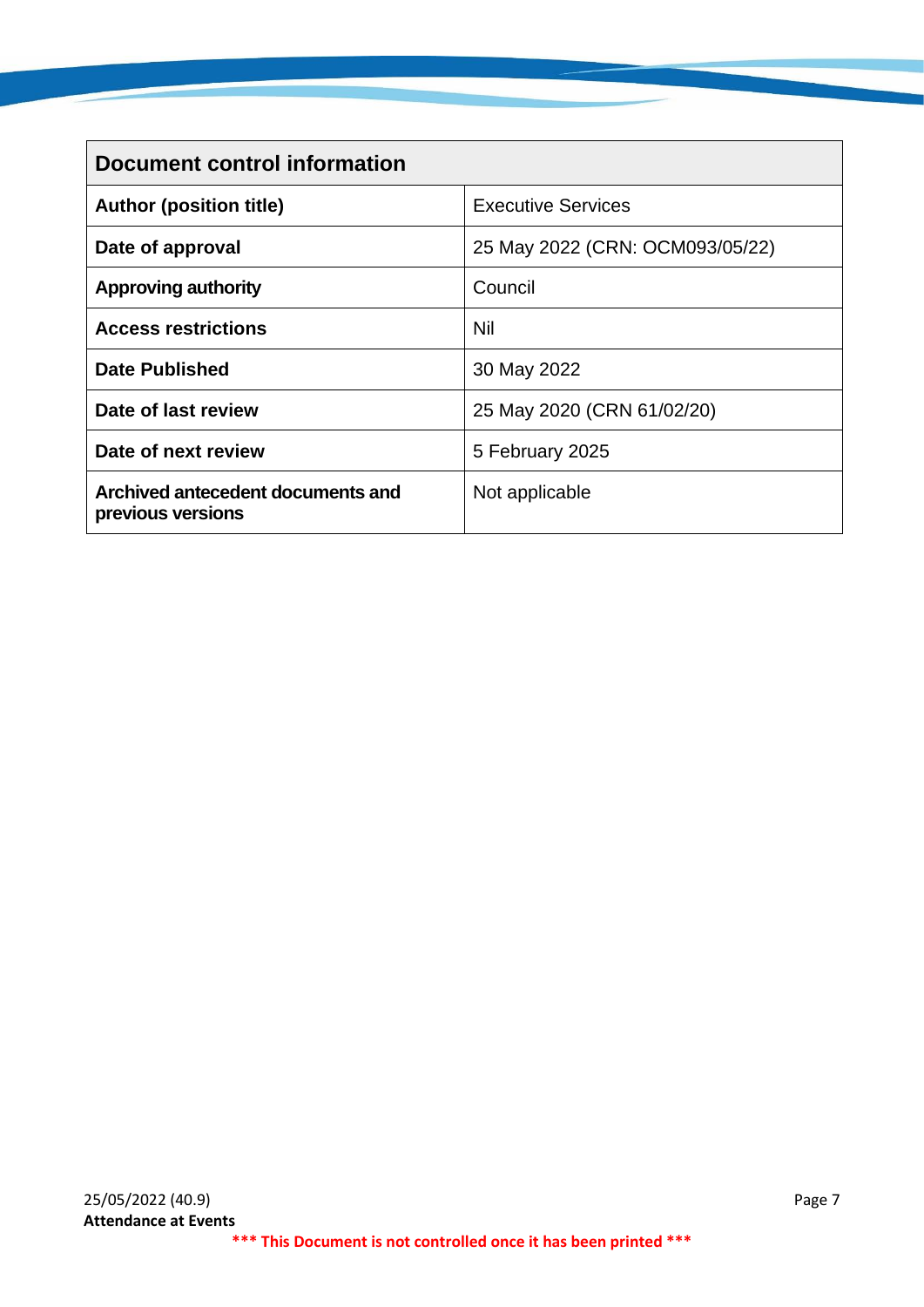| Document control information | |
|---|---|
| **Author (position title)** | Executive Services |
| **Date of approval** | 25 May 2022 (CRN: OCM093/05/22) |
| **Approving authority** | Council |
| **Access restrictions** | Nil |
| **Date Published** | 30 May 2022 |
| **Date of last review** | 25 May 2020 (CRN 61/02/20) |
| **Date of next review** | 5 February 2025 |
| **Archived antecedent documents and previous versions** | Not applicable |